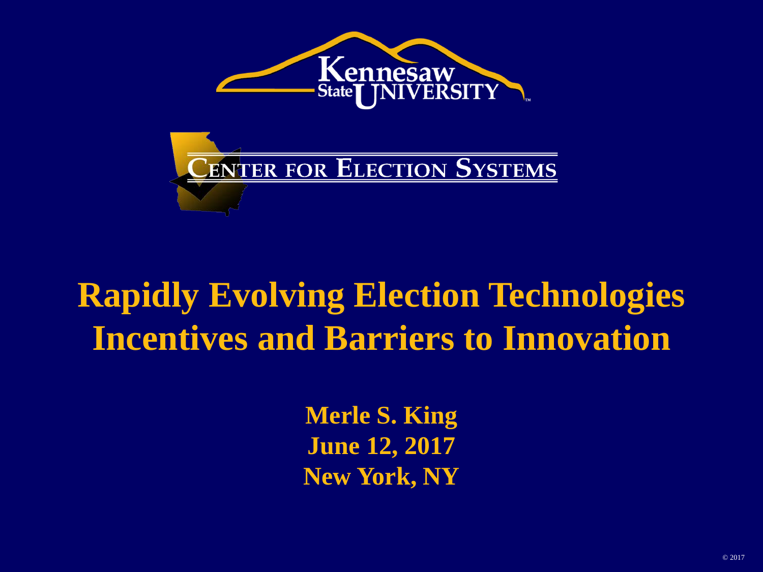Kennesaw State University

Center for Election Systems

# Rapidly Evolving Election Technologies Incentives and Barriers to Innovation

**Merle S. King**
**June 12, 2017**
**New York, NY**

© 2017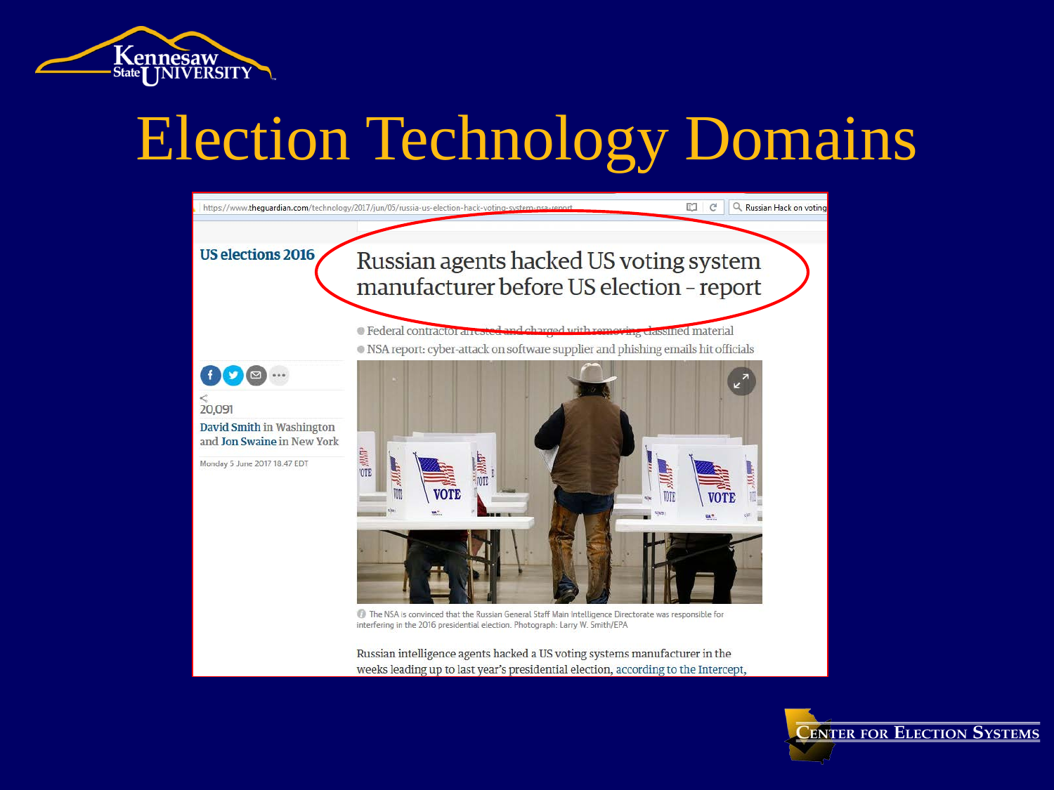# Election Technology Domains

https://www.theguardian.com/technology/2017/jun/05/russia-us-election-hack-voting-system-nsa-report

US elections 2016

## Russian agents hacked US voting system manufacturer before US election – report

- Federal contractor arrested and charged with removing classified material
- NSA report: cyber-attack on software supplier and phishing emails hit officials

20,091

David Smith in Washington and Jon Swaine in New York

Monday 5 June 2017 18.47 EDT

The NSA is convinced that the Russian General Staff Main Intelligence Directorate was responsible for interfering in the 2016 presidential election. Photograph: Larry W. Smith/EPA

Russian intelligence agents hacked a US voting systems manufacturer in the weeks leading up to last year's presidential election, according to the Intercept,

Center for Election Systems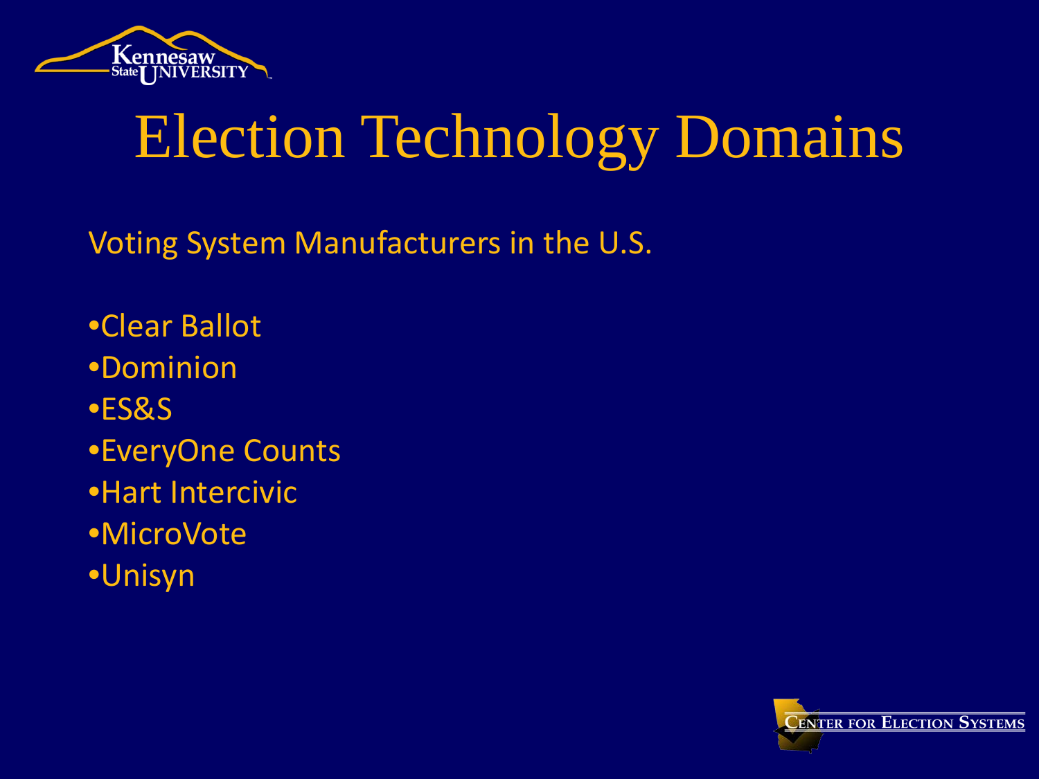# Election Technology Domains

Voting System Manufacturers in the U.S.

- Clear Ballot
- Dominion
- ES&S
- EveryOne Counts
- Hart Intercivic
- MicroVote
- Unisyn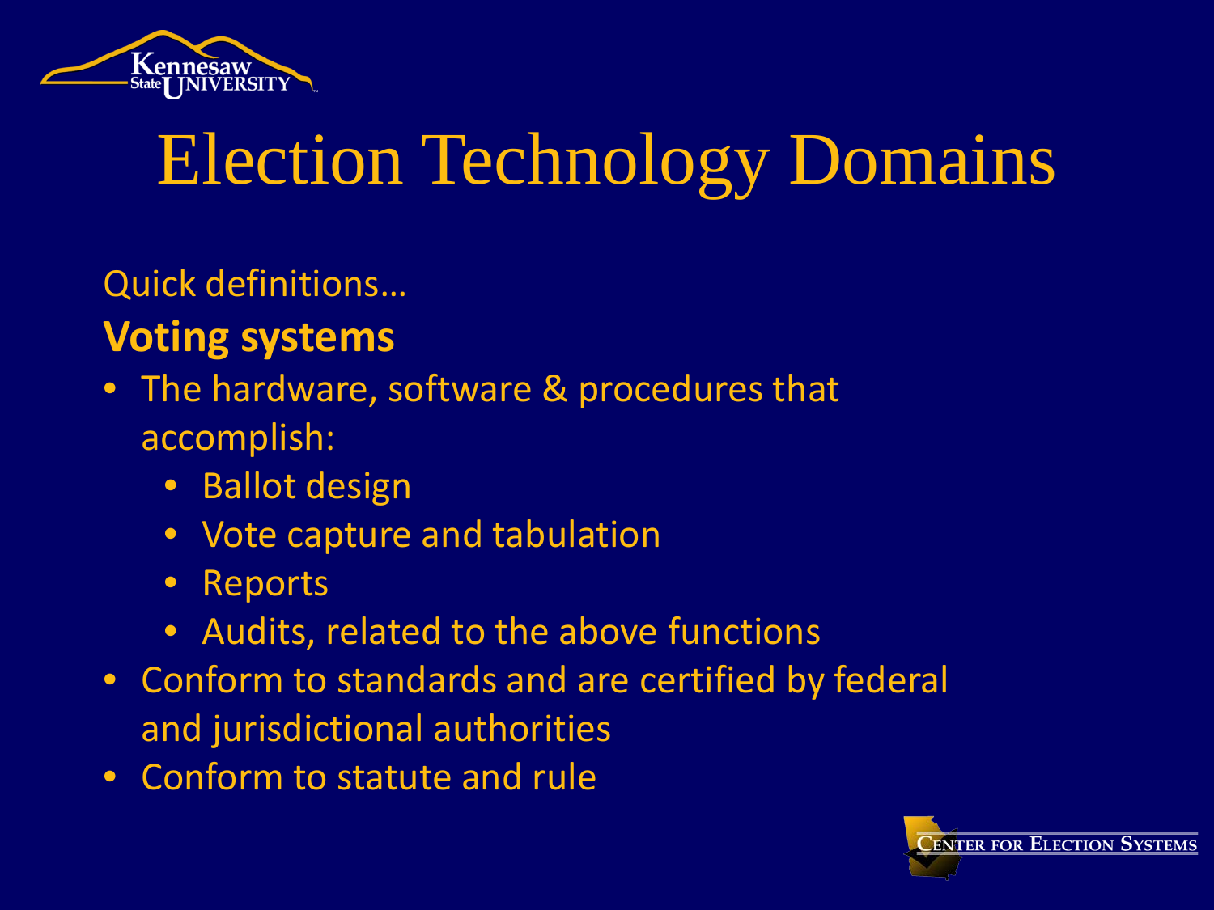# Election Technology Domains

Quick definitions…

**Voting systems**

- The hardware, software & procedures that accomplish:
  - Ballot design
  - Vote capture and tabulation
  - Reports
  - Audits, related to the above functions
- Conform to standards and are certified by federal and jurisdictional authorities
- Conform to statute and rule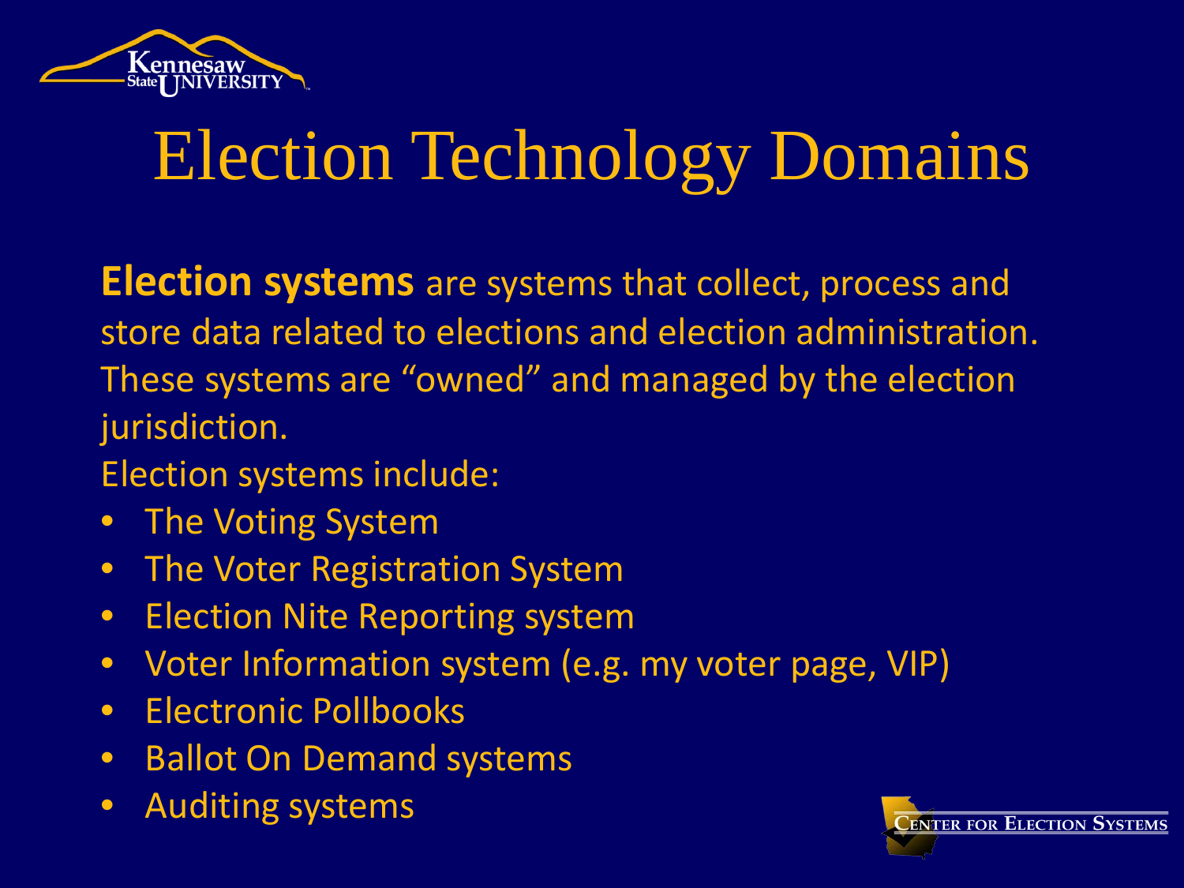# Election Technology Domains

**Election systems** are systems that collect, process and store data related to elections and election administration. These systems are "owned" and managed by the election jurisdiction.

Election systems include:

- The Voting System
- The Voter Registration System
- Election Nite Reporting system
- Voter Information system (e.g. my voter page, VIP)
- Electronic Pollbooks
- Ballot On Demand systems
- Auditing systems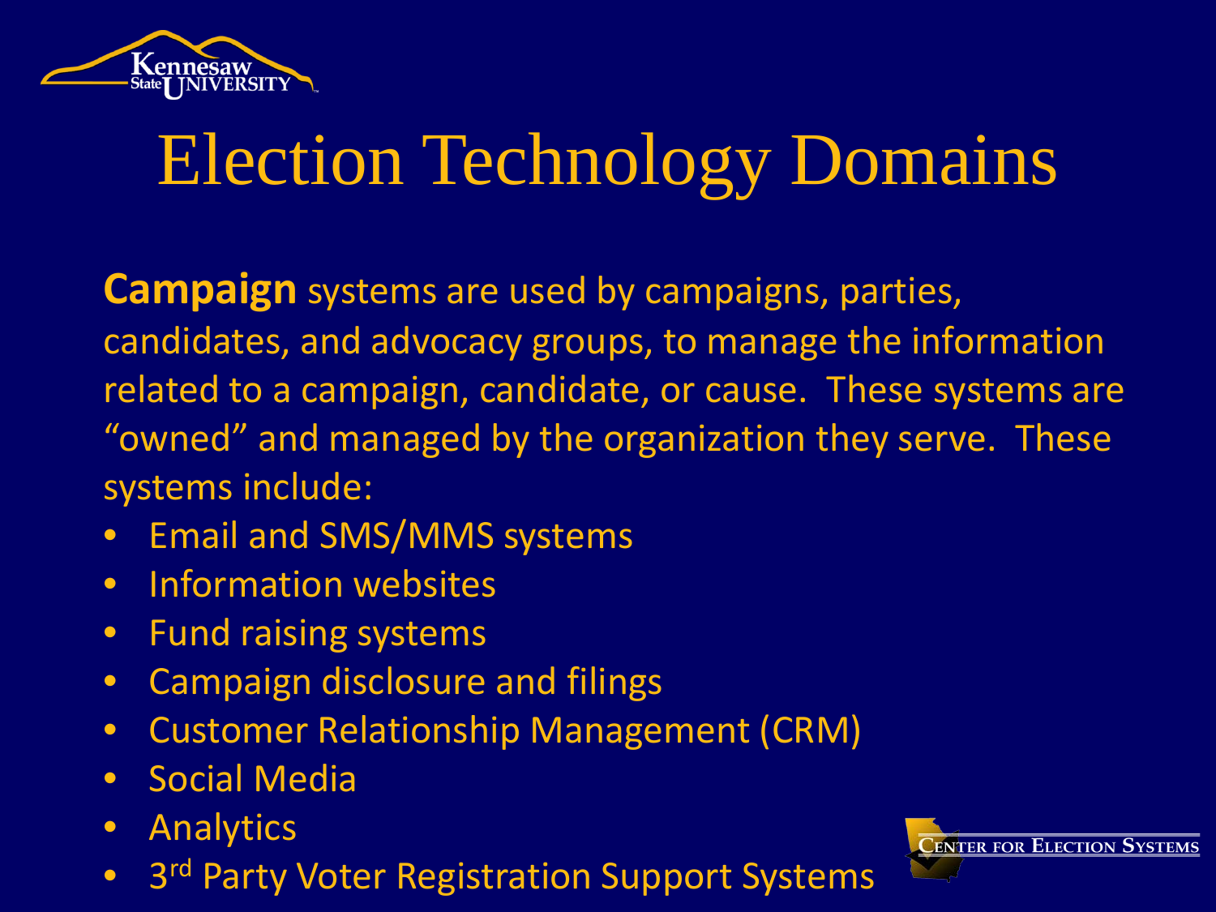# Election Technology Domains

**Campaign** systems are used by campaigns, parties, candidates, and advocacy groups, to manage the information related to a campaign, candidate, or cause. These systems are "owned" and managed by the organization they serve. These systems include:

- Email and SMS/MMS systems
- Information websites
- Fund raising systems
- Campaign disclosure and filings
- Customer Relationship Management (CRM)
- Social Media
- Analytics
- 3rd Party Voter Registration Support Systems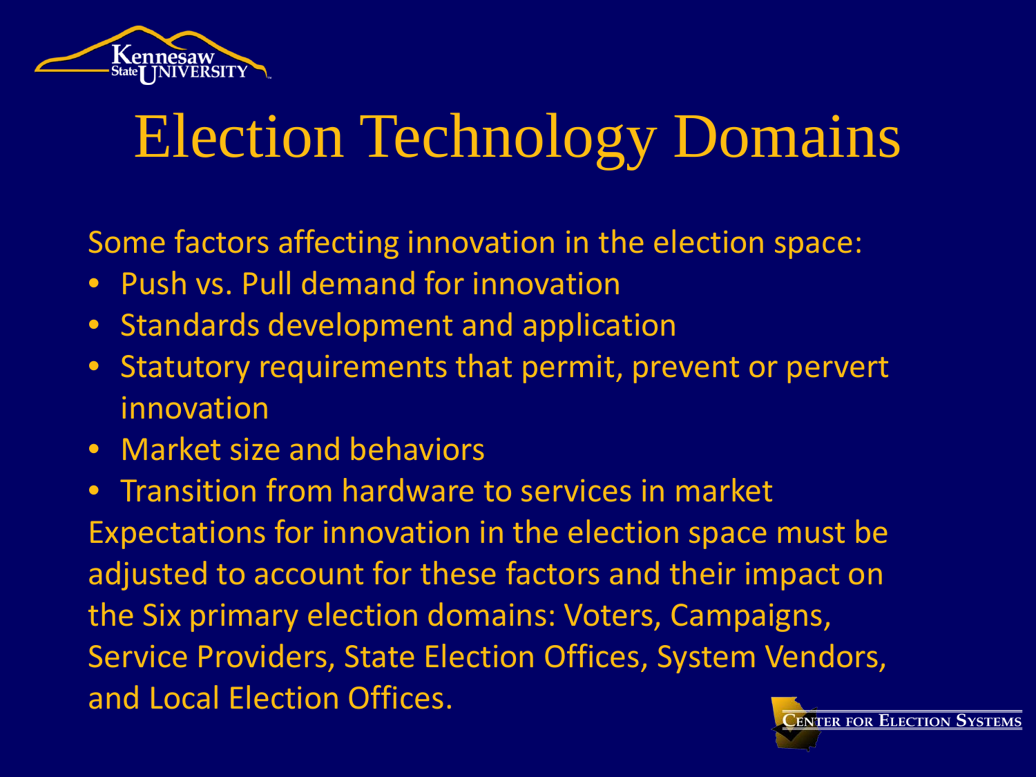# Election Technology Domains

Some factors affecting innovation in the election space:

- Push vs. Pull demand for innovation
- Standards development and application
- Statutory requirements that permit, prevent or pervert innovation
- Market size and behaviors
- Transition from hardware to services in market

Expectations for innovation in the election space must be adjusted to account for these factors and their impact on the Six primary election domains: Voters, Campaigns, Service Providers, State Election Offices, System Vendors, and Local Election Offices.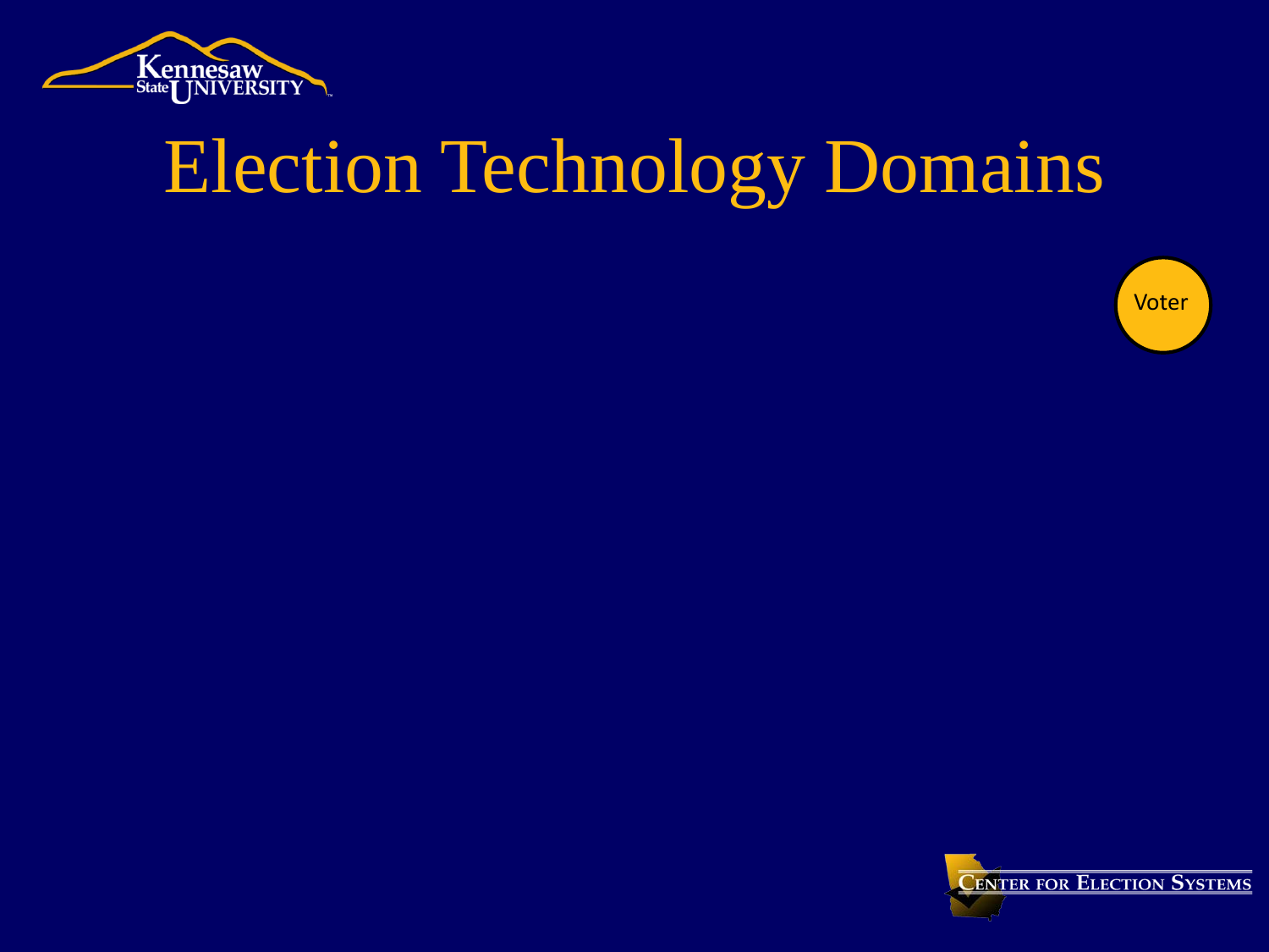# Election Technology Domains

Voter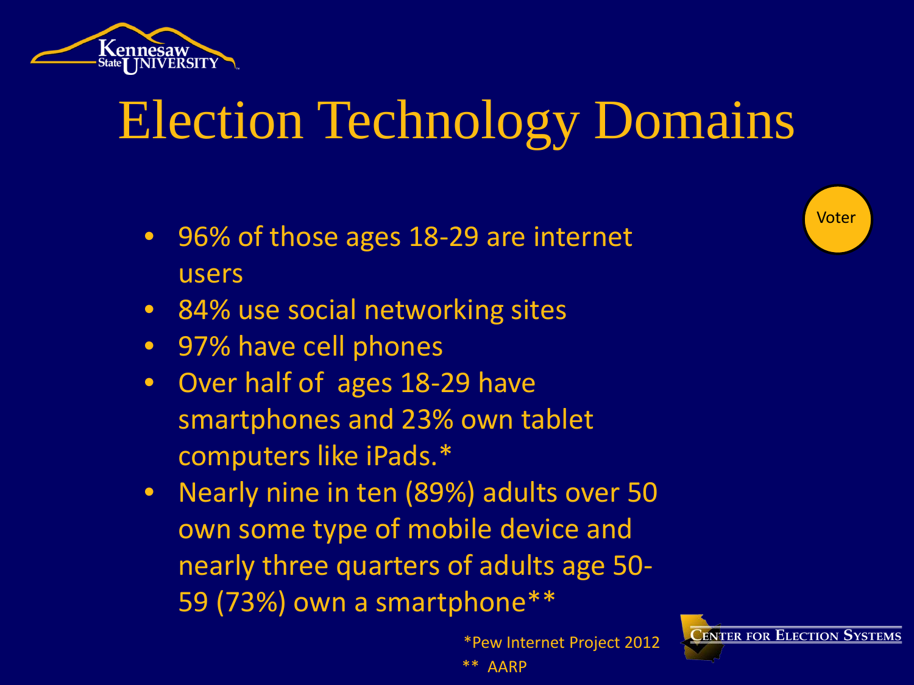# Election Technology Domains

Voter

- 96% of those ages 18-29 are internet users
- 84% use social networking sites
- 97% have cell phones
- Over half of ages 18-29 have smartphones and 23% own tablet computers like iPads.*
- Nearly nine in ten (89%) adults over 50 own some type of mobile device and nearly three quarters of adults age 50-59 (73%) own a smartphone**

*Pew Internet Project 2012

** AARP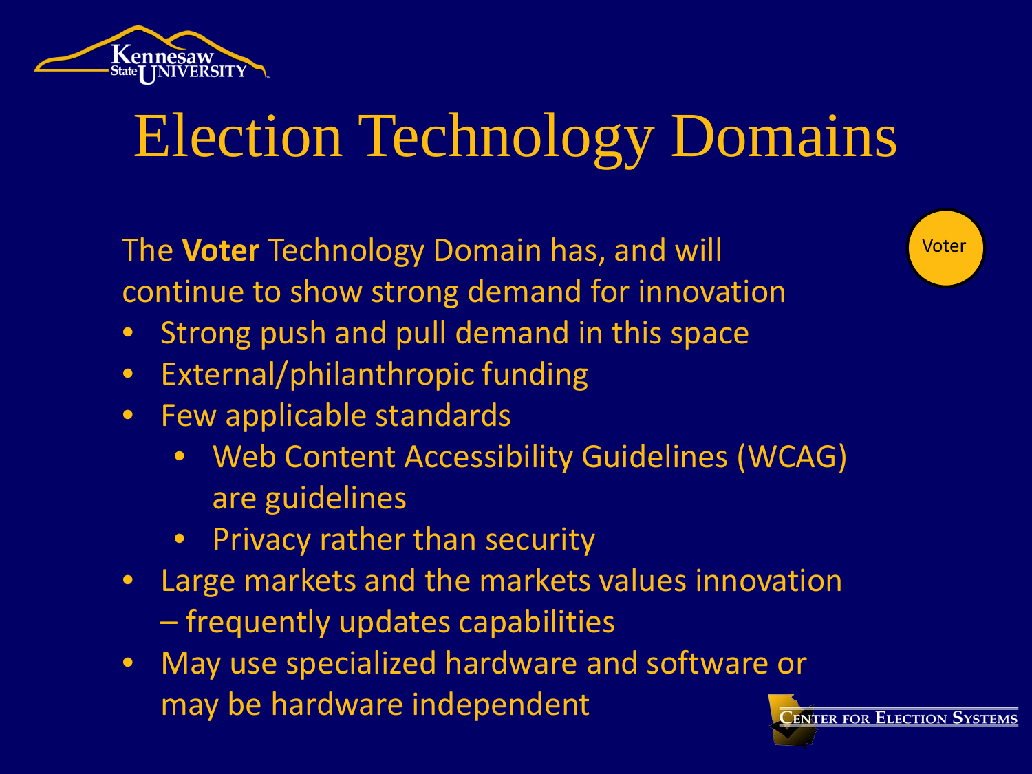# Election Technology Domains

Voter

The **Voter** Technology Domain has, and will continue to show strong demand for innovation

- Strong push and pull demand in this space
- External/philanthropic funding
- Few applicable standards
  - Web Content Accessibility Guidelines (WCAG) are guidelines
  - Privacy rather than security
- Large markets and the markets values innovation – frequently updates capabilities
- May use specialized hardware and software or may be hardware independent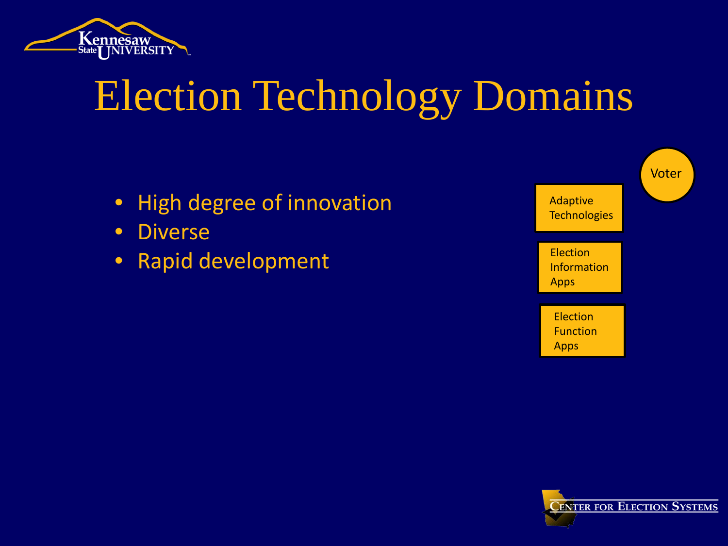# Election Technology Domains

- High degree of innovation
- Diverse
- Rapid development

Voter

Adaptive Technologies

Election Information Apps

Election Function Apps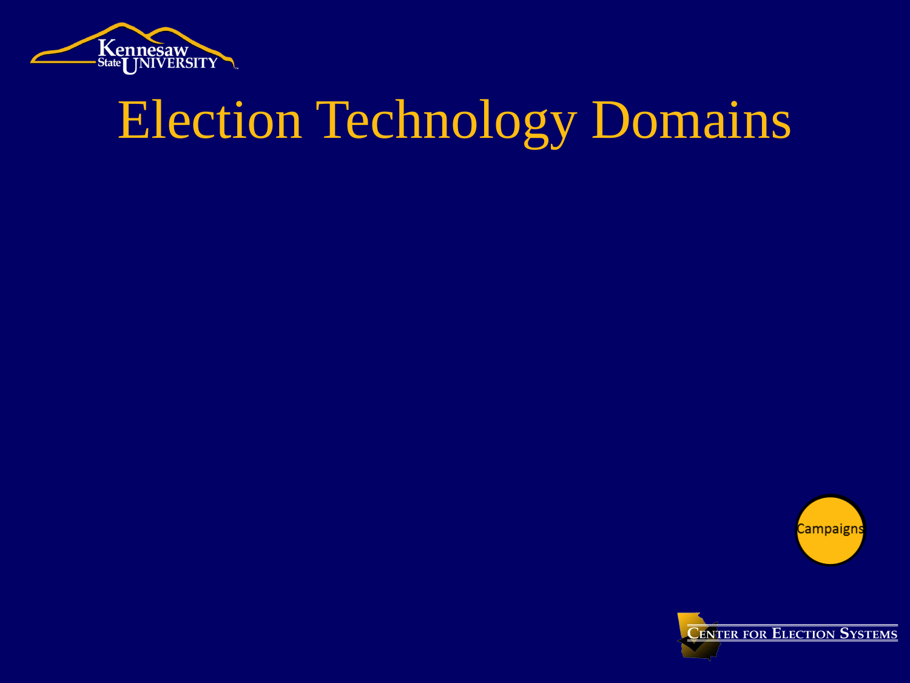# Election Technology Domains

Campaigns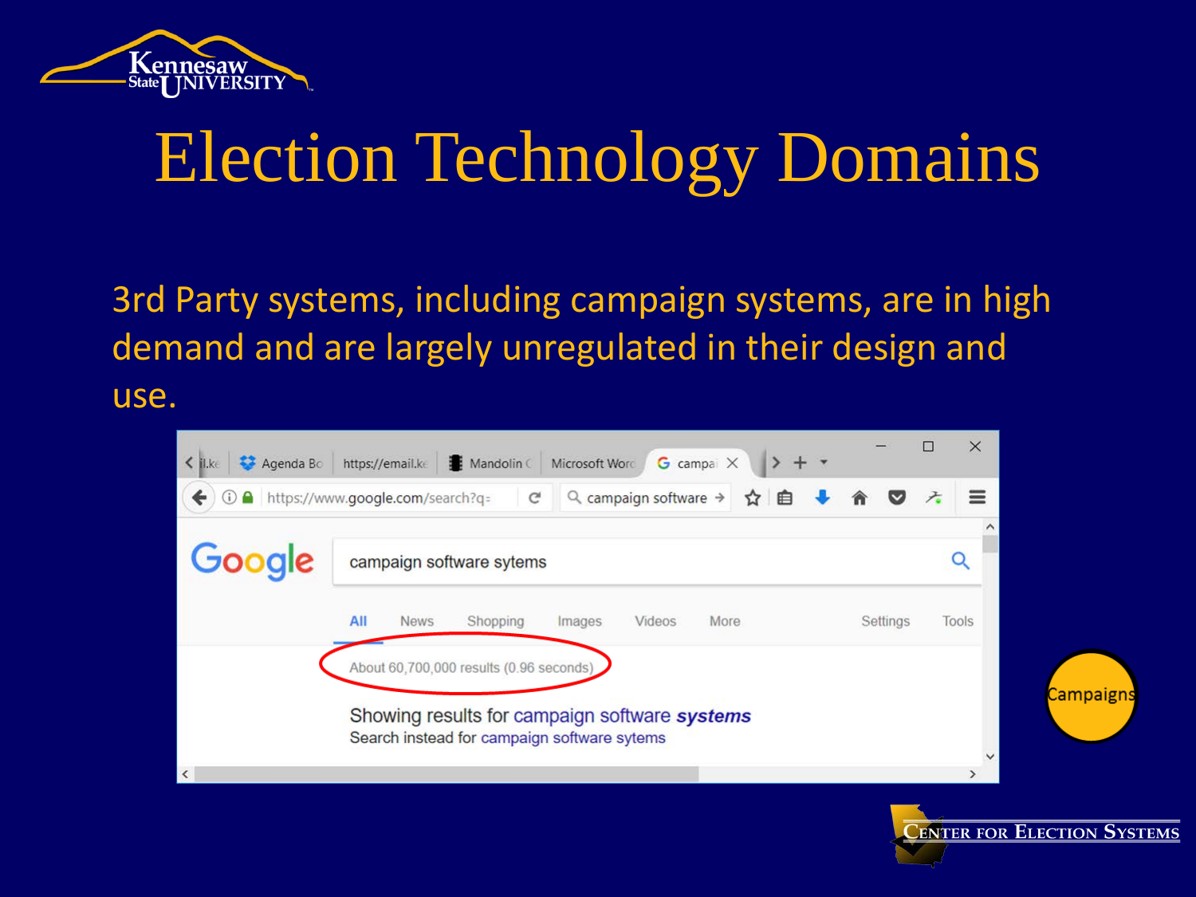# Election Technology Domains

3rd Party systems, including campaign systems, are in high demand and are largely unregulated in their design and use.

Campaigns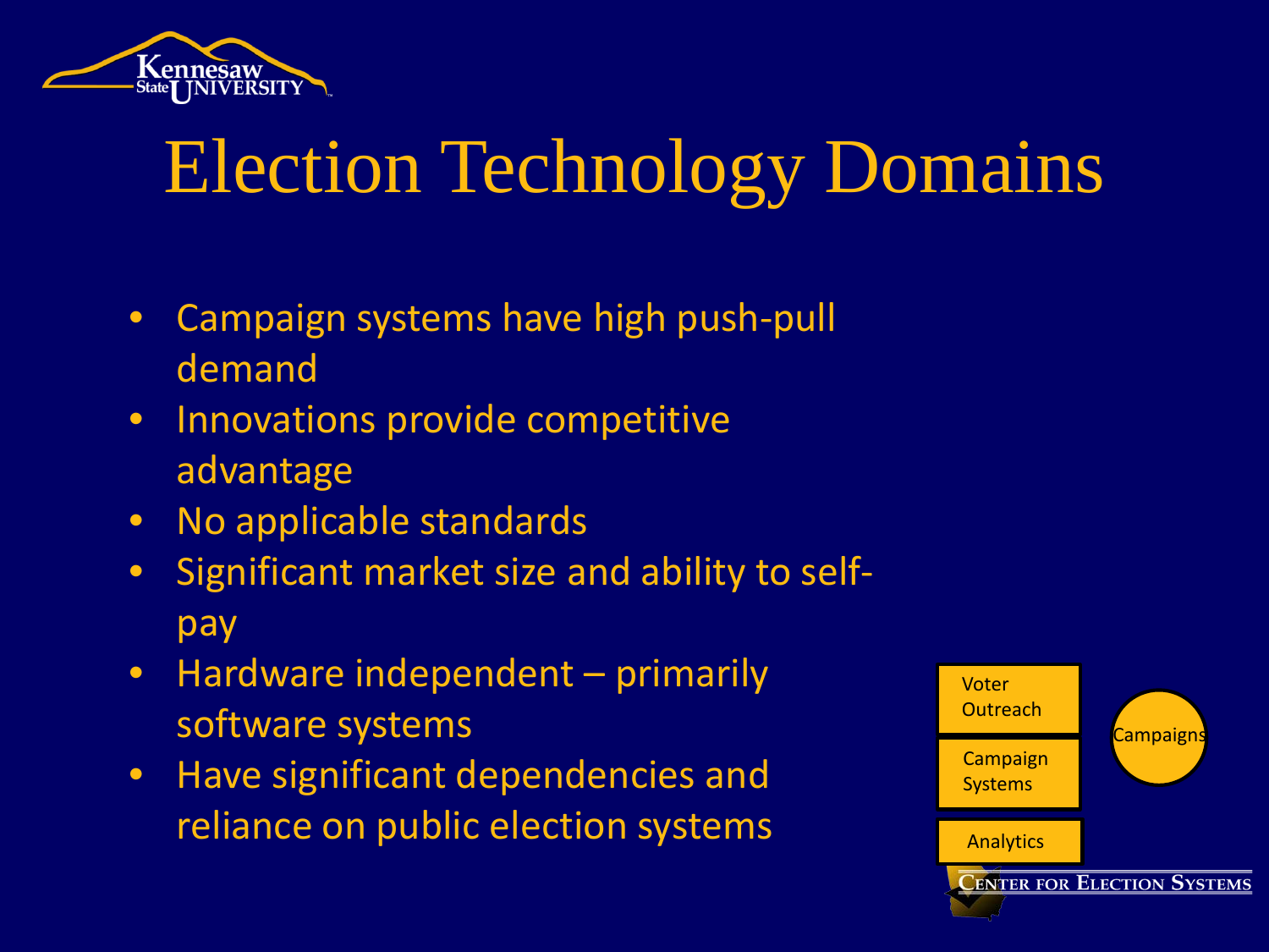# Election Technology Domains

- Campaign systems have high push-pull demand
- Innovations provide competitive advantage
- No applicable standards
- Significant market size and ability to self-pay
- Hardware independent – primarily software systems
- Have significant dependencies and reliance on public election systems

Voter Outreach

Campaign Systems

Analytics

Campaigns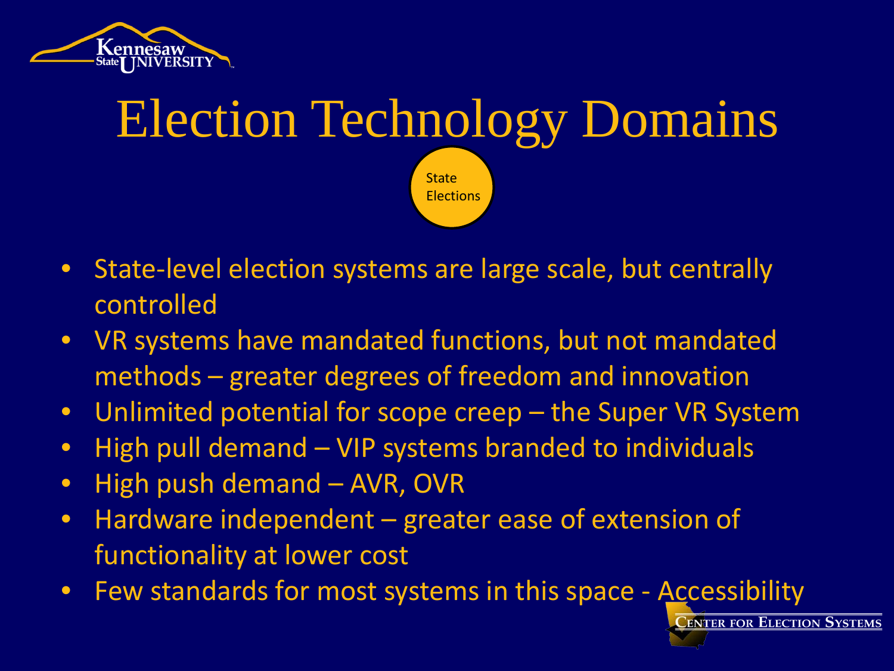# Election Technology Domains

State Elections

- State-level election systems are large scale, but centrally controlled
- VR systems have mandated functions, but not mandated methods – greater degrees of freedom and innovation
- Unlimited potential for scope creep – the Super VR System
- High pull demand – VIP systems branded to individuals
- High push demand – AVR, OVR
- Hardware independent – greater ease of extension of functionality at lower cost
- Few standards for most systems in this space - Accessibility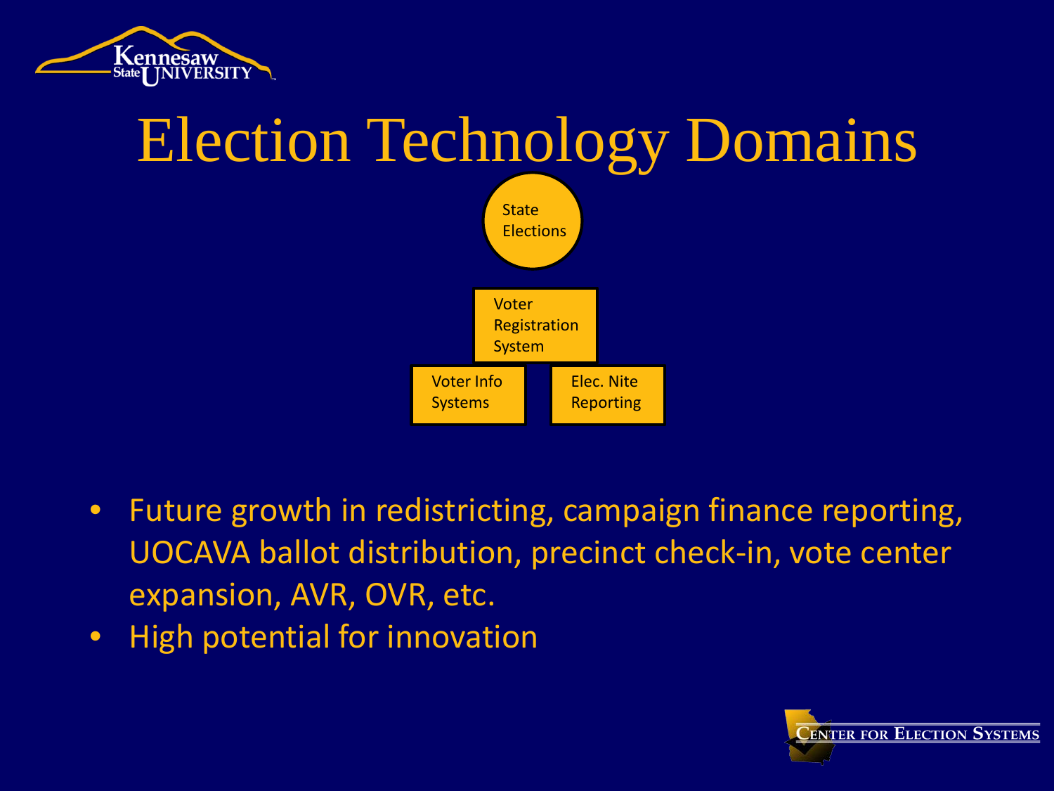# Election Technology Domains

State Elections

Voter Registration System

Voter Info Systems

Elec. Nite Reporting

- Future growth in redistricting, campaign finance reporting, UOCAVA ballot distribution, precinct check-in, vote center expansion, AVR, OVR, etc.
- High potential for innovation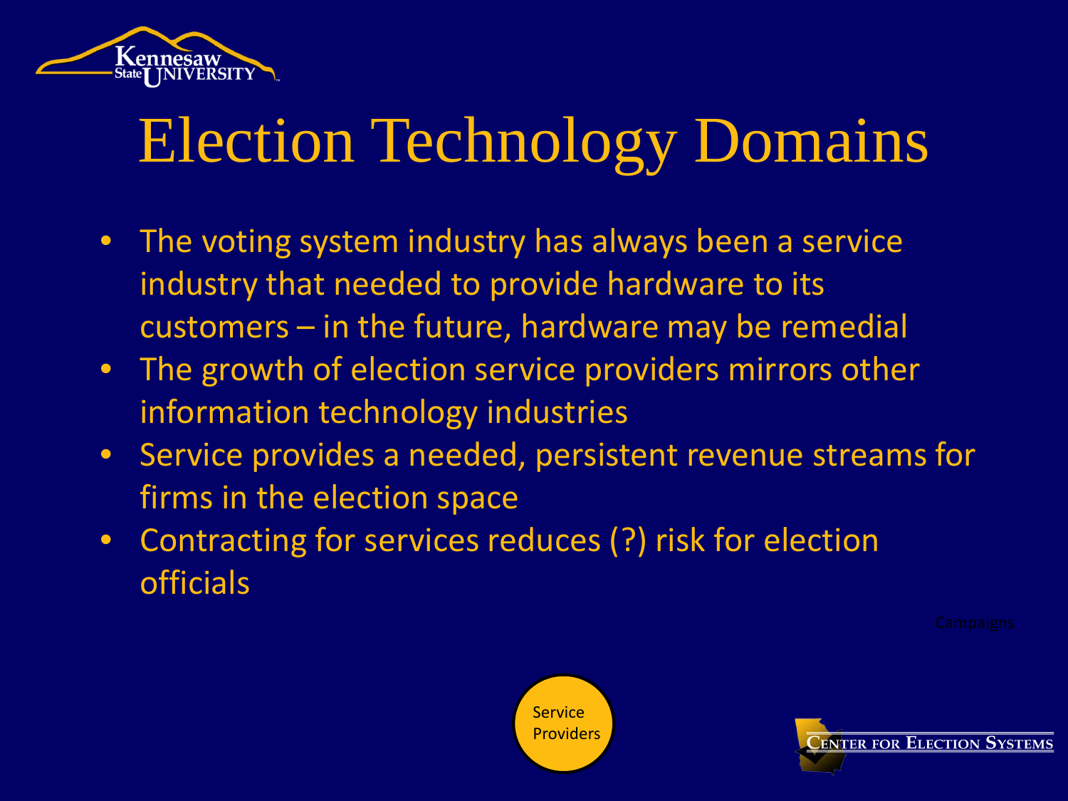# Election Technology Domains

- The voting system industry has always been a service industry that needed to provide hardware to its customers – in the future, hardware may be remedial
- The growth of election service providers mirrors other information technology industries
- Service provides a needed, persistent revenue streams for firms in the election space
- Contracting for services reduces (?) risk for election officials

Campaigns

Service Providers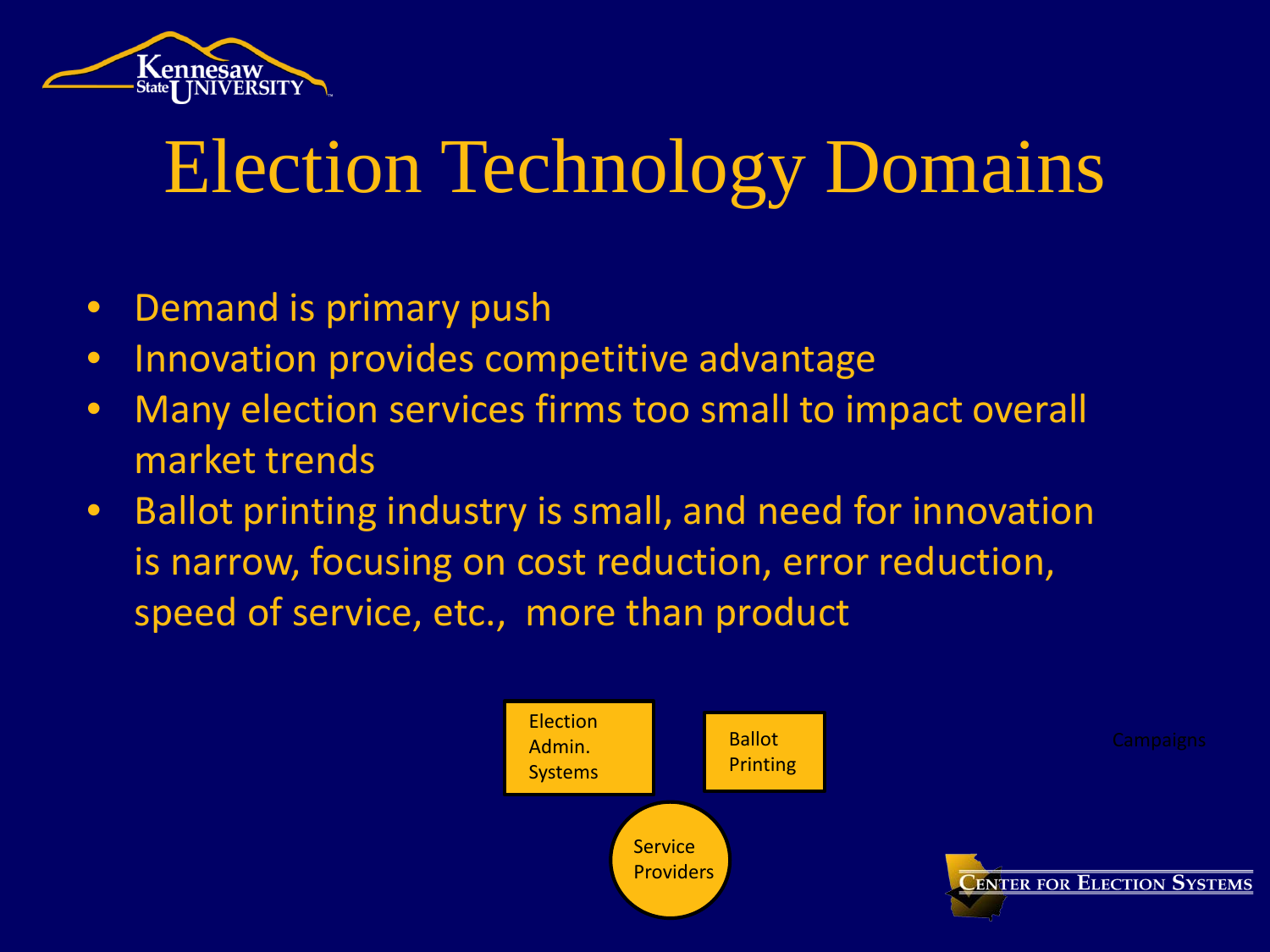# Election Technology Domains

- Demand is primary push
- Innovation provides competitive advantage
- Many election services firms too small to impact overall market trends
- Ballot printing industry is small, and need for innovation is narrow, focusing on cost reduction, error reduction, speed of service, etc., more than product

Election Admin. Systems

Ballot Printing

Service Providers

Campaigns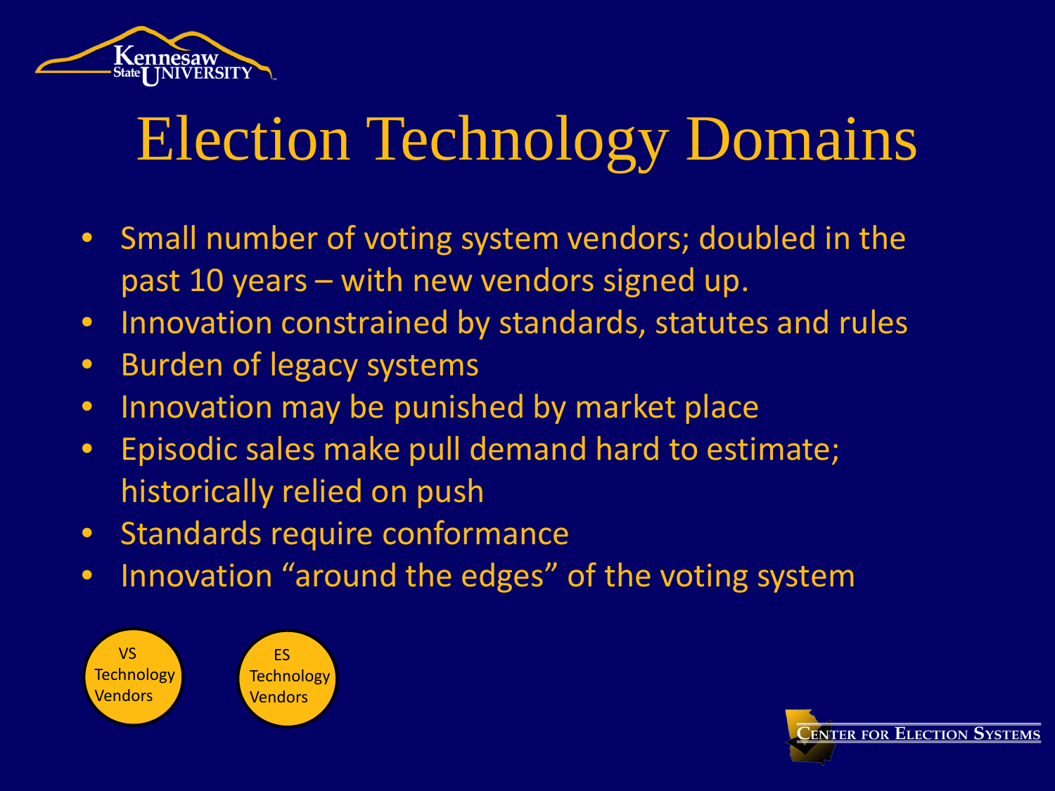# Election Technology Domains

- Small number of voting system vendors; doubled in the past 10 years – with new vendors signed up.
- Innovation constrained by standards, statutes and rules
- Burden of legacy systems
- Innovation may be punished by market place
- Episodic sales make pull demand hard to estimate; historically relied on push
- Standards require conformance
- Innovation "around the edges" of the voting system

VS Technology Vendors

ES Technology Vendors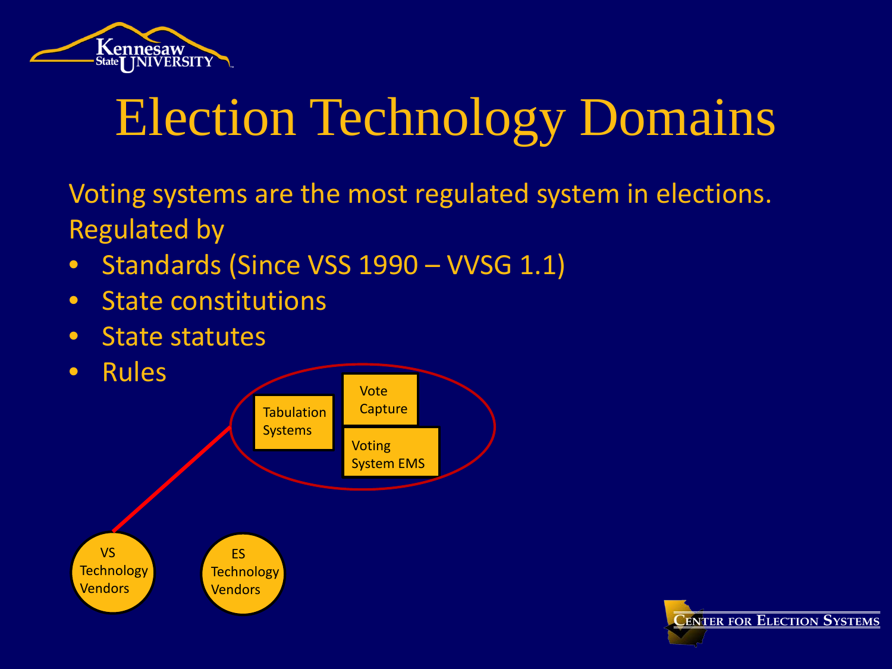# Election Technology Domains

Voting systems are the most regulated system in elections. Regulated by

- Standards (Since VSS 1990 – VVSG 1.1)
- State constitutions
- State statutes
- Rules

Tabulation Systems

Vote Capture

Voting System EMS

VS Technology Vendors

ES Technology Vendors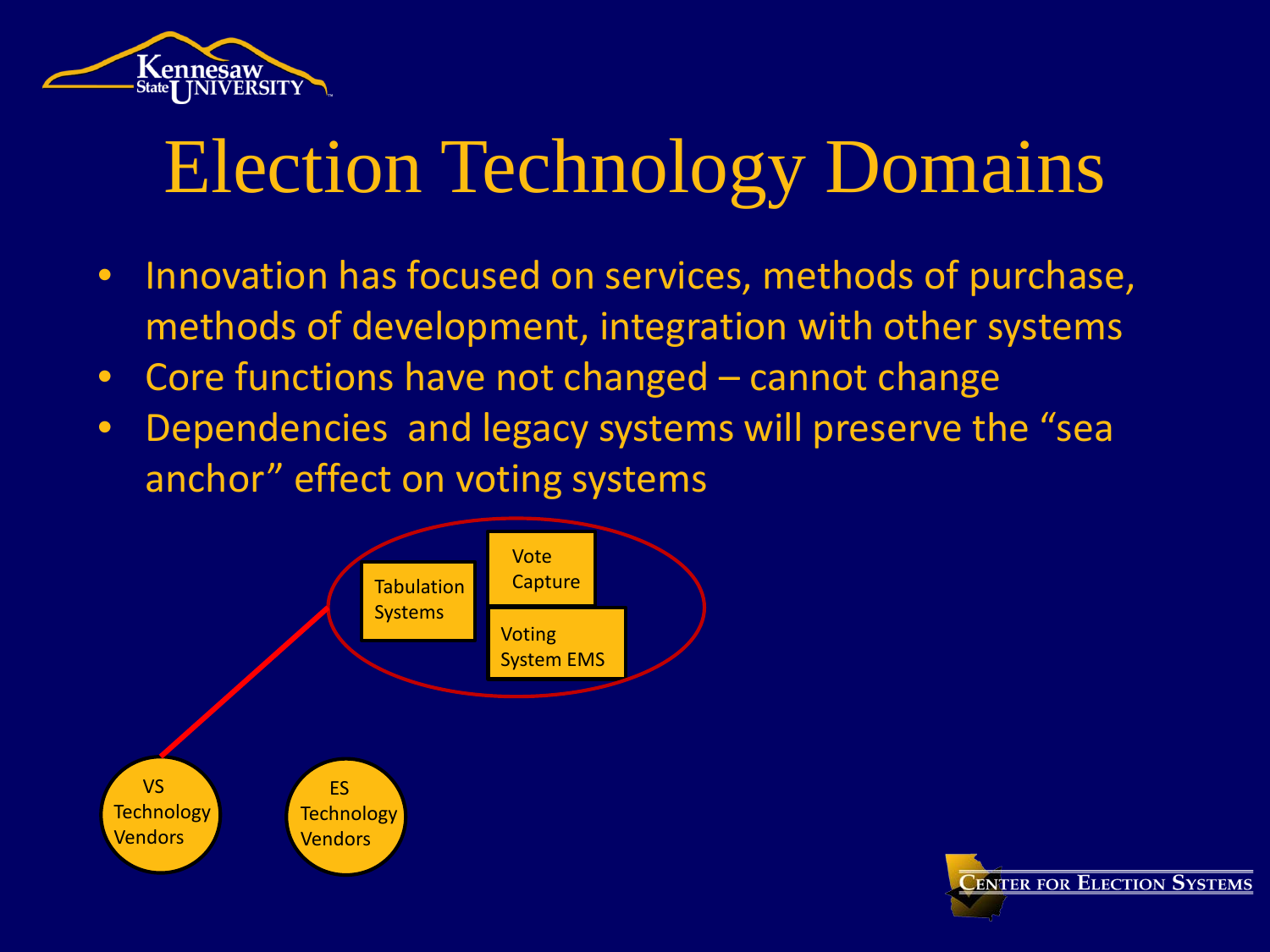# Election Technology Domains

- Innovation has focused on services, methods of purchase, methods of development, integration with other systems
- Core functions have not changed – cannot change
- Dependencies and legacy systems will preserve the "sea anchor" effect on voting systems

Tabulation Systems

Vote Capture

Voting System EMS

VS Technology Vendors

ES Technology Vendors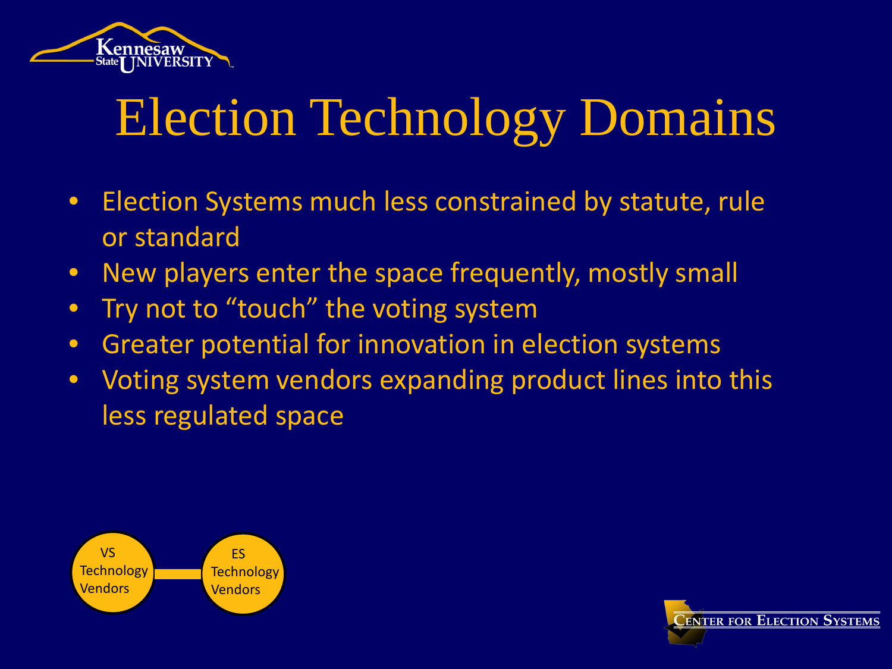# Election Technology Domains

- Election Systems much less constrained by statute, rule or standard
- New players enter the space frequently, mostly small
- Try not to "touch" the voting system
- Greater potential for innovation in election systems
- Voting system vendors expanding product lines into this less regulated space

VS Technology Vendors — ES Technology Vendors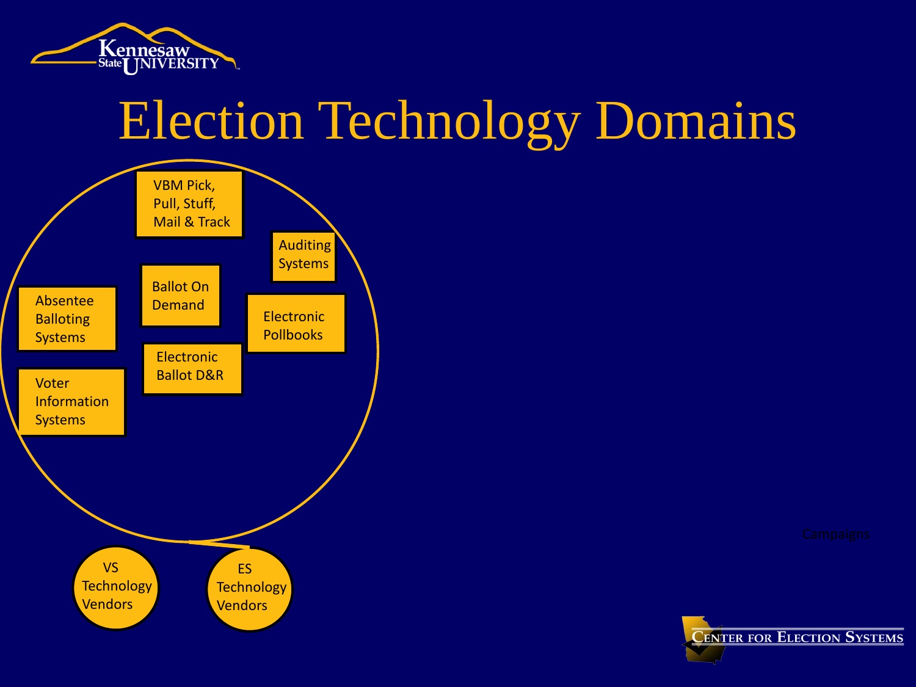# Election Technology Domains

- VBM Pick, Pull, Stuff, Mail & Track
- Auditing Systems
- Ballot On Demand
- Absentee Balloting Systems
- Electronic Pollbooks
- Electronic Ballot D&R
- Voter Information Systems

- VS Technology Vendors
- ES Technology Vendors

Campaigns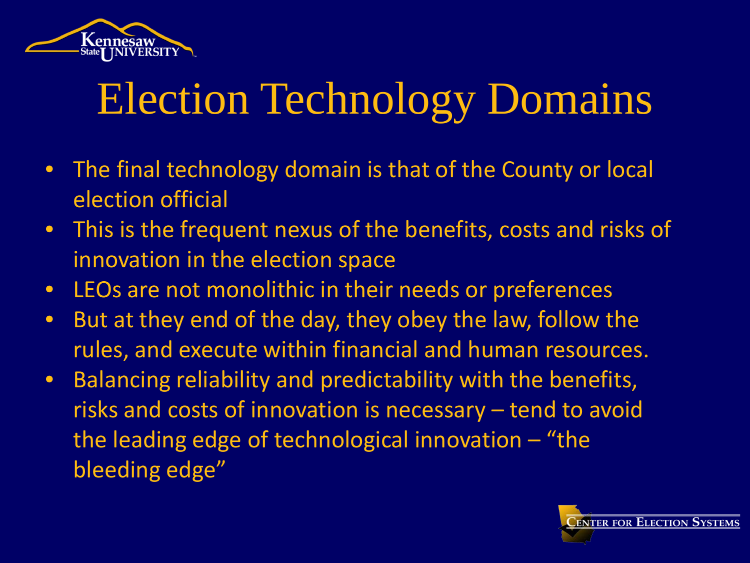# Election Technology Domains

- The final technology domain is that of the County or local election official
- This is the frequent nexus of the benefits, costs and risks of innovation in the election space
- LEOs are not monolithic in their needs or preferences
- But at they end of the day, they obey the law, follow the rules, and execute within financial and human resources.
- Balancing reliability and predictability with the benefits, risks and costs of innovation is necessary – tend to avoid the leading edge of technological innovation – "the bleeding edge"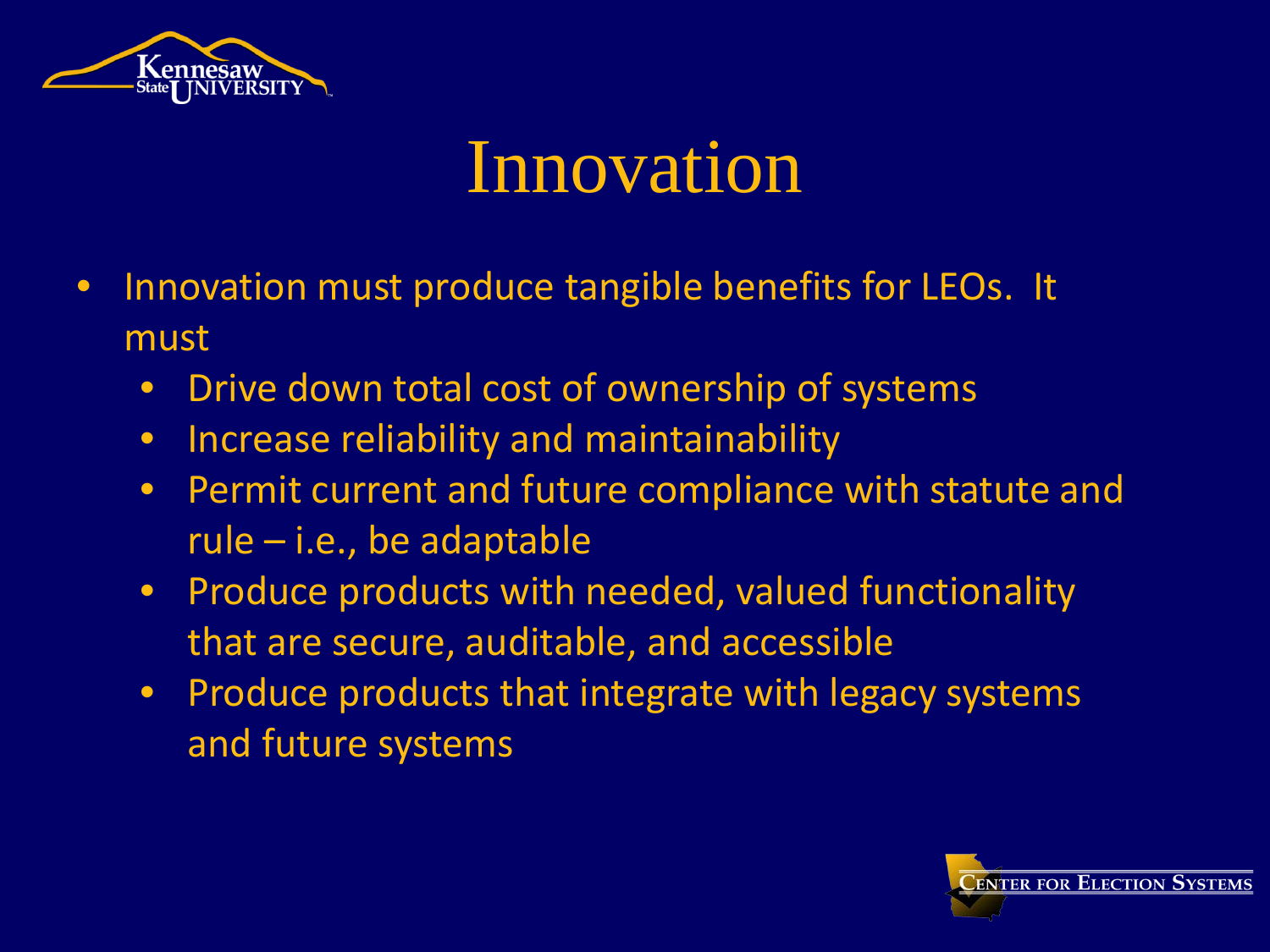# Innovation

- Innovation must produce tangible benefits for LEOs. It must
  - Drive down total cost of ownership of systems
  - Increase reliability and maintainability
  - Permit current and future compliance with statute and rule – i.e., be adaptable
  - Produce products with needed, valued functionality that are secure, auditable, and accessible
  - Produce products that integrate with legacy systems and future systems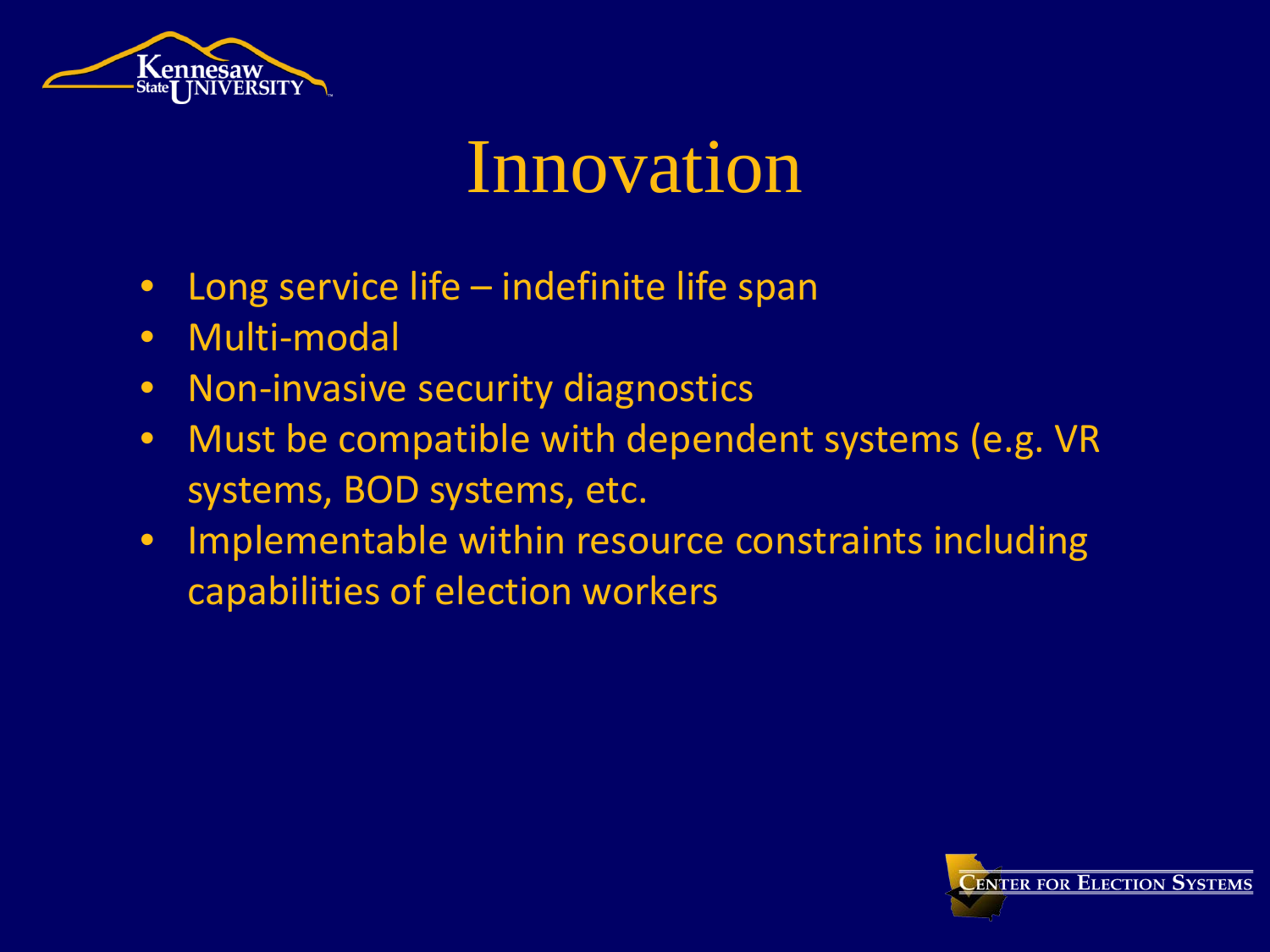# Innovation

- Long service life – indefinite life span
- Multi-modal
- Non-invasive security diagnostics
- Must be compatible with dependent systems (e.g. VR systems, BOD systems, etc.
- Implementable within resource constraints including capabilities of election workers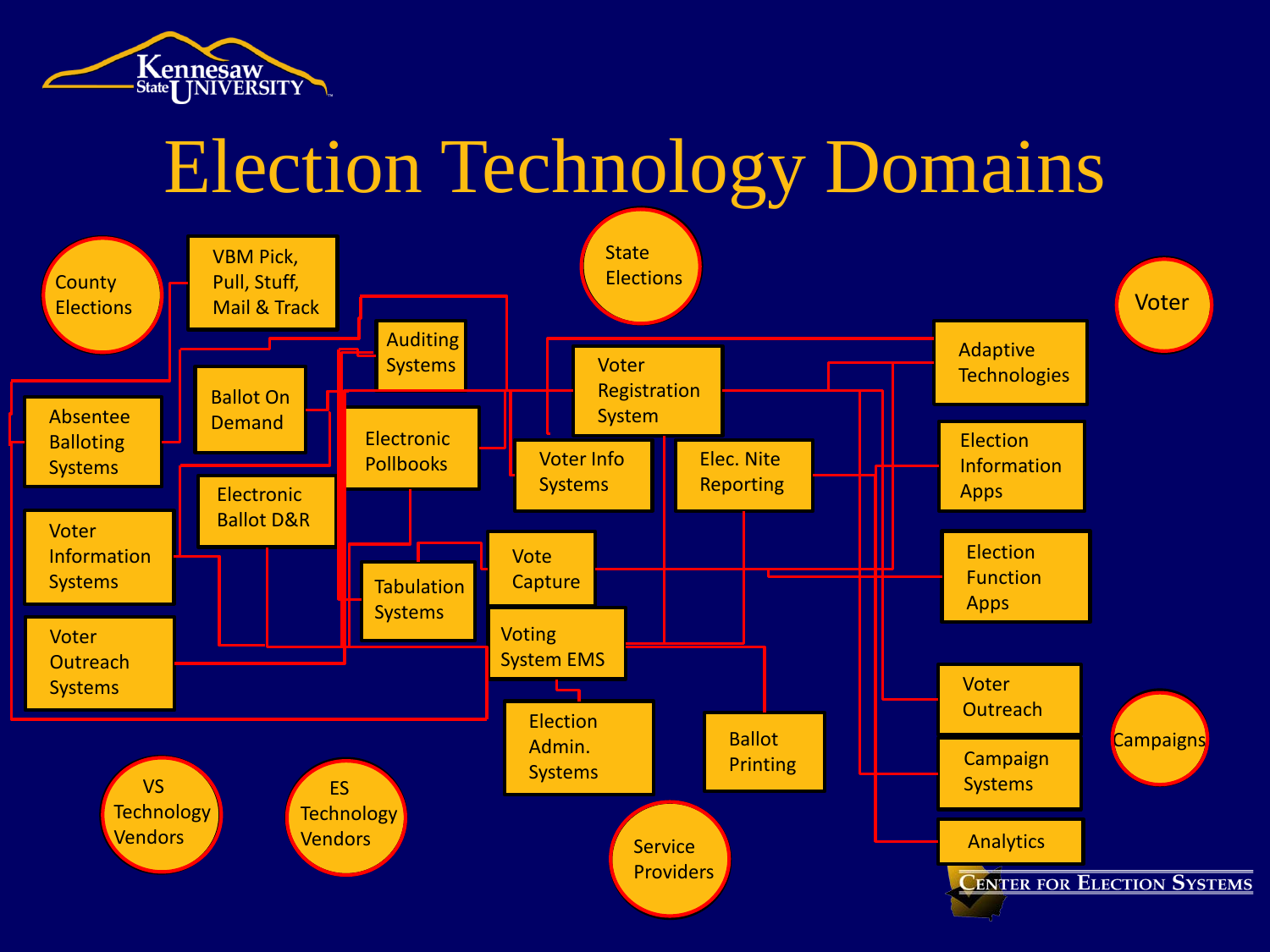# Election Technology Domains

- County Elections
- State Elections
- Voter
- VBM Pick, Pull, Stuff, Mail & Track
- Auditing Systems
- Ballot On Demand
- Absentee Balloting Systems
- Electronic Pollbooks
- Voter Registration System
- Adaptive Technologies
- Voter Info Systems
- Elec. Nite Reporting
- Election Information Apps
- Electronic Ballot D&R
- Voter Information Systems
- Tabulation Systems
- Vote Capture
- Election Function Apps
- Voting System EMS
- Voter Outreach Systems
- Voter Outreach
- Campaigns
- Campaign Systems
- Election Admin. Systems
- Ballot Printing
- VS Technology Vendors
- ES Technology Vendors
- Service Providers
- Analytics

Center for Election Systems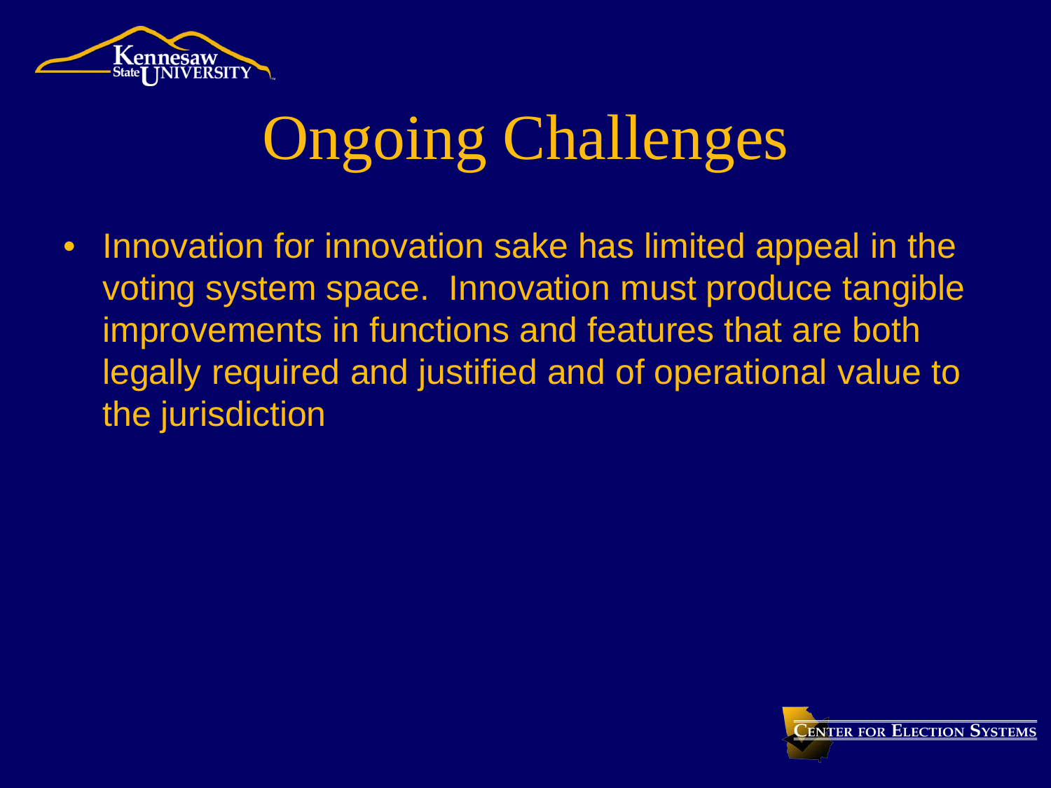# Ongoing Challenges

- Innovation for innovation sake has limited appeal in the voting system space. Innovation must produce tangible improvements in functions and features that are both legally required and justified and of operational value to the jurisdiction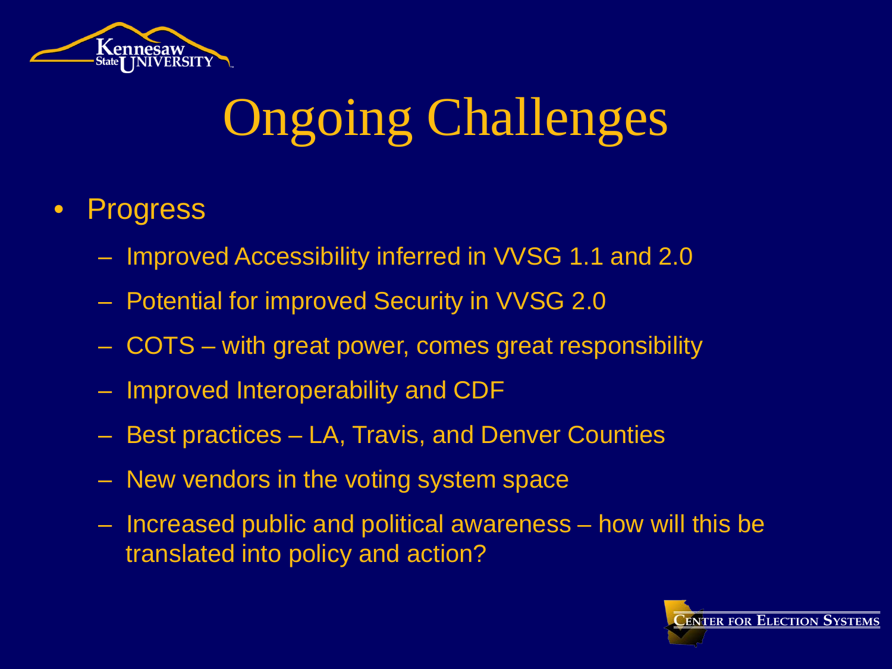# Ongoing Challenges

- Progress
  - Improved Accessibility inferred in VVSG 1.1 and 2.0
  - Potential for improved Security in VVSG 2.0
  - COTS – with great power, comes great responsibility
  - Improved Interoperability and CDF
  - Best practices – LA, Travis, and Denver Counties
  - New vendors in the voting system space
  - Increased public and political awareness – how will this be translated into policy and action?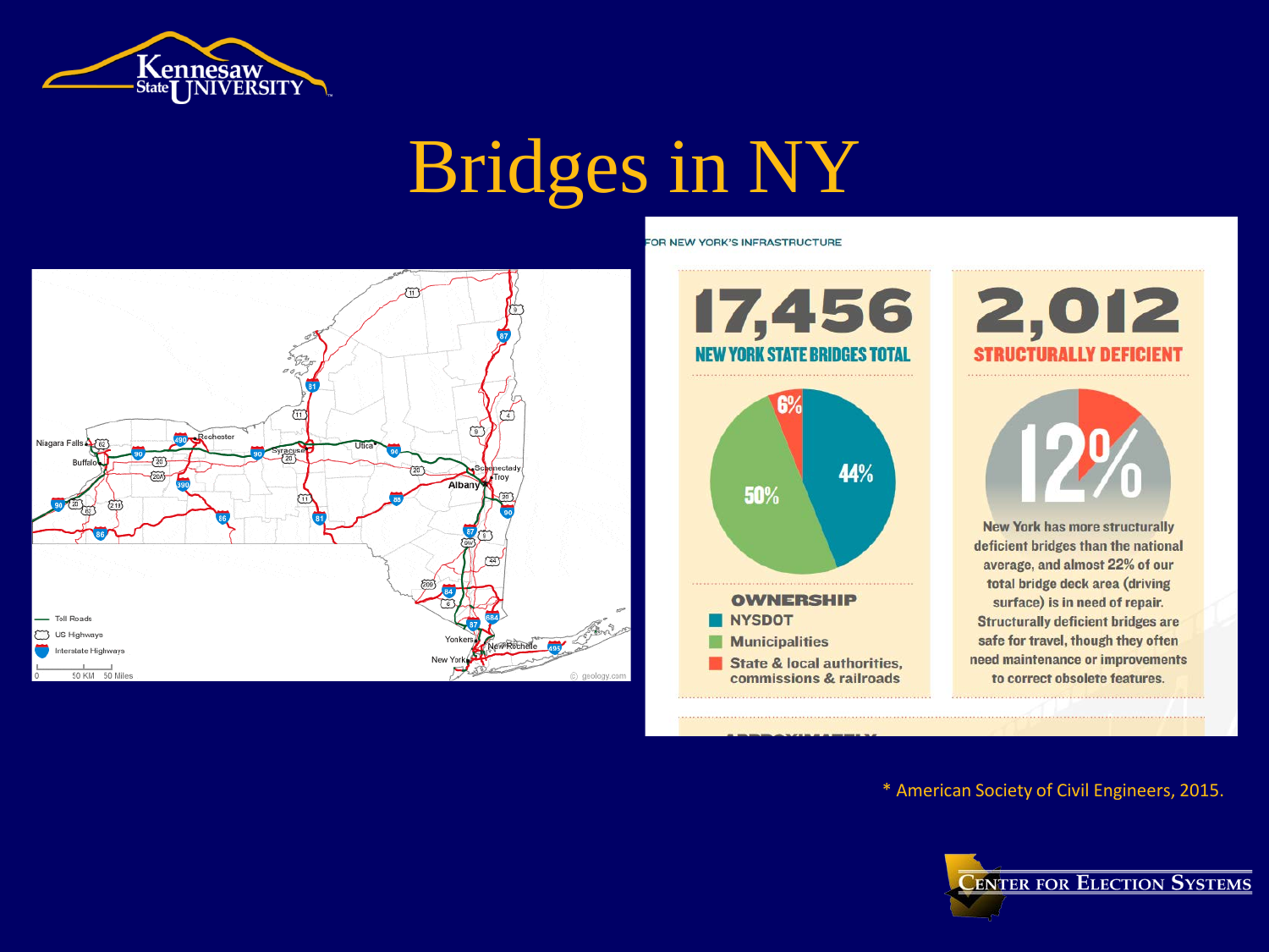# Bridges in NY

FOR NEW YORK'S INFRASTRUCTURE

**17,456**

NEW YORK STATE BRIDGES TOTAL

6% | 44% | 50%

**OWNERSHIP**

- NYSDOT
- Municipalities
- State & local authorities, commissions & railroads

**2,012**

STRUCTURALLY DEFICIENT

12%

New York has more structurally deficient bridges than the national average, and almost 22% of our total bridge deck area (driving surface) is in need of repair. Structurally deficient bridges are safe for travel, though they often need maintenance or improvements to correct obsolete features.

\* American Society of Civil Engineers, 2015.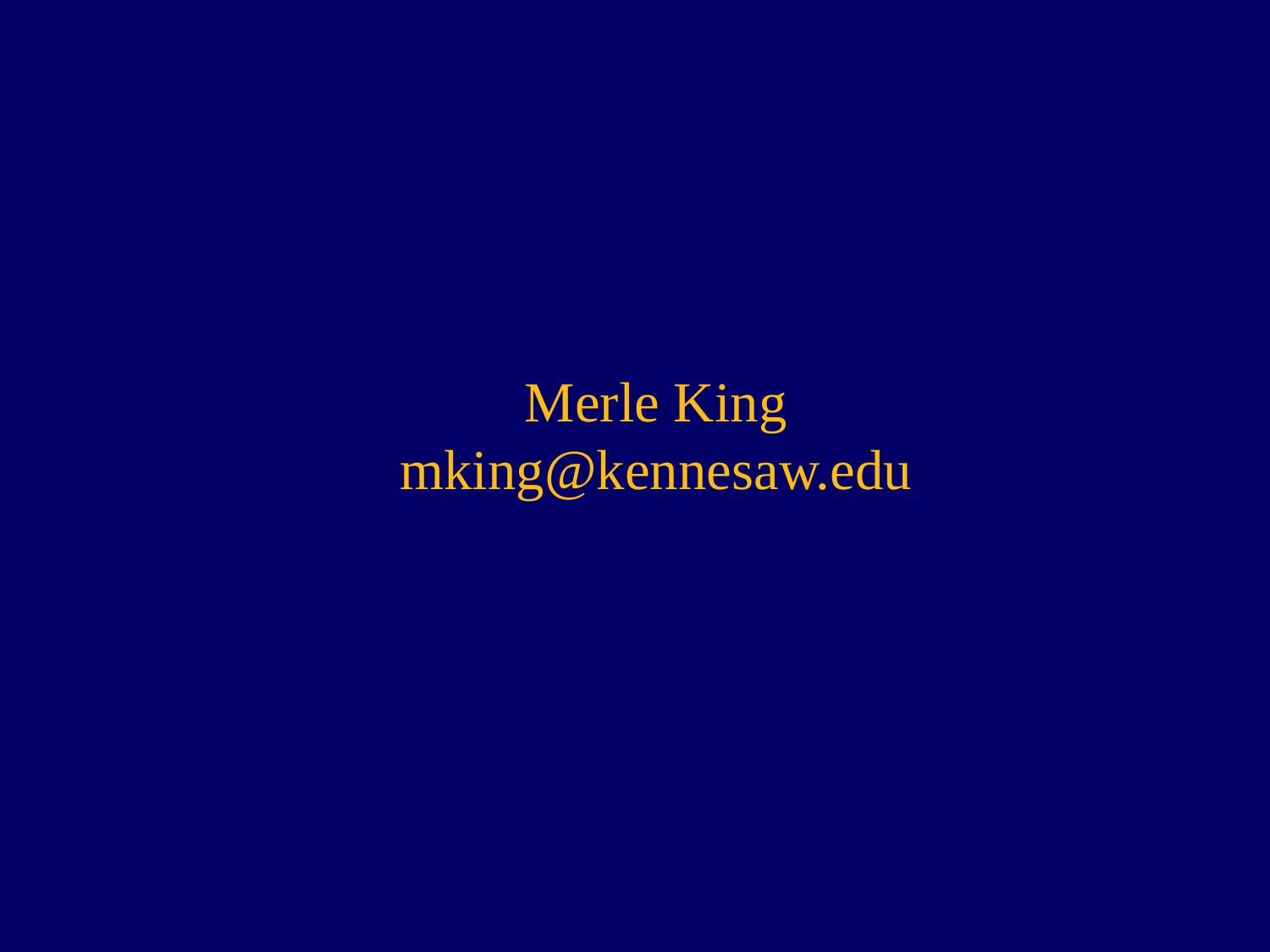Merle King
mking@kennesaw.edu